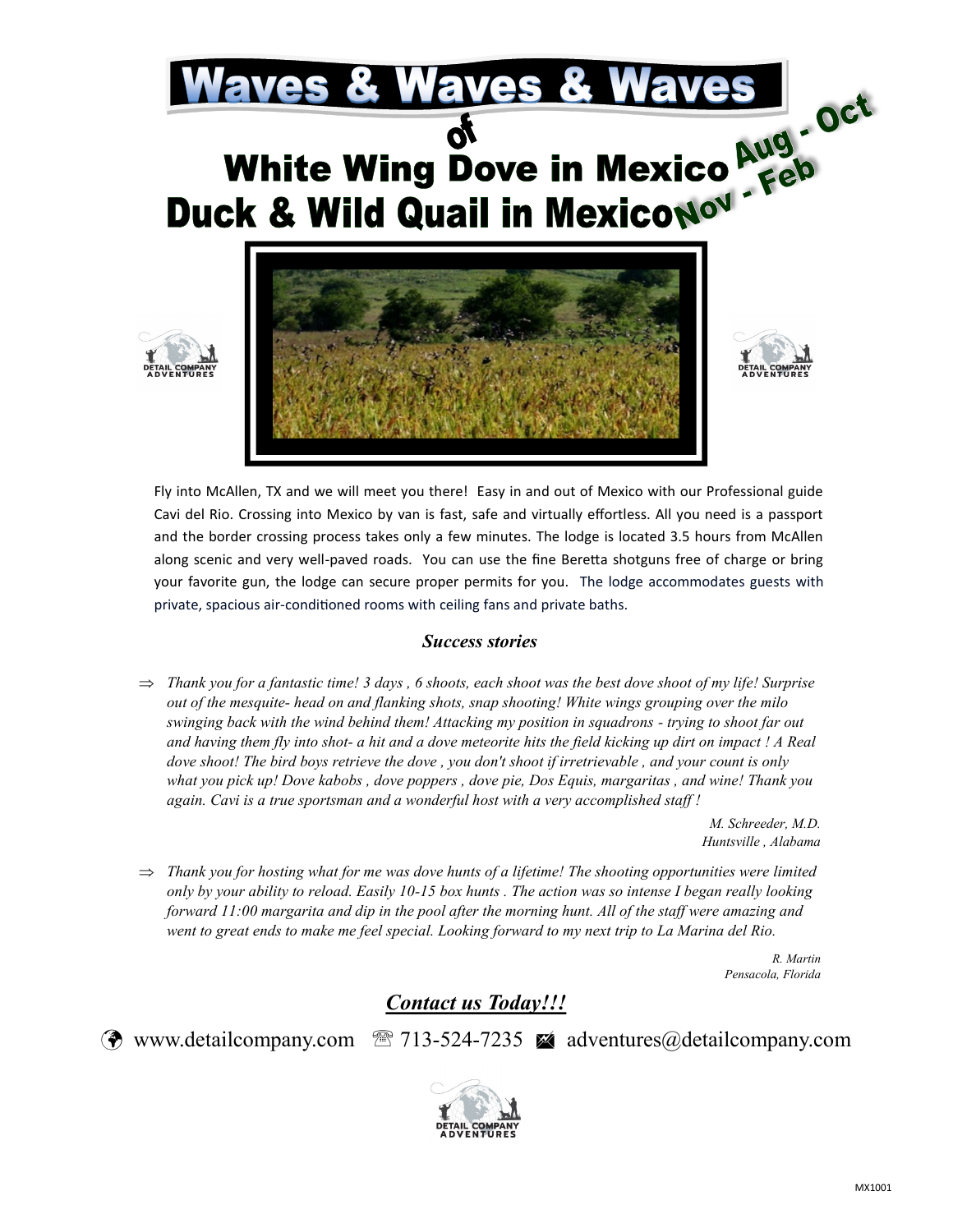# Waves & Waves & Waves

## of

## White Wing Dove in Mexico Aug - Oct

## Duck & Wild Quail in Mexico Nov - Feb

DETAIL COMPANY ADVENTURES

Fly into McAllen, TX and we will meet you there! Easy in and out of Mexico with our Professional guide Cavi del Rio. Crossing into Mexico by van is fast, safe and virtually effortless. All you need is a passport and the border crossing process takes only a few minutes. The lodge is located 3.5 hours from McAllen along scenic and very well-paved roads. You can use the fine Beretta shotguns free of charge or bring your favorite gun, the lodge can secure proper permits for you. The lodge accommodates guests with private, spacious air-conditioned rooms with ceiling fans and private baths.

### *Success stories*

⇒ *Thank you for a fantastic time! 3 days , 6 shoots, each shoot was the best dove shoot of my life! Surprise out of the mesquite- head on and flanking shots, snap shooting! White wings grouping over the milo swinging back with the wind behind them! Attacking my position in squadrons - trying to shoot far out and having them fly into shot- a hit and a dove meteorite hits the field kicking up dirt on impact ! A Real dove shoot! The bird boys retrieve the dove , you don't shoot if irretrievable , and your count is only what you pick up! Dove kabobs , dove poppers , dove pie, Dos Equis, margaritas , and wine! Thank you again. Cavi is a true sportsman and a wonderful host with a very accomplished staff !*

*M. Schreeder, M.D.*
*Huntsville , Alabama*

⇒ *Thank you for hosting what for me was dove hunts of a lifetime! The shooting opportunities were limited only by your ability to reload. Easily 10-15 box hunts . The action was so intense I began really looking forward 11:00 margarita and dip in the pool after the morning hunt. All of the staff were amazing and went to great ends to make me feel special. Looking forward to my next trip to La Marina del Rio.*

*R. Martin*
*Pensacola, Florida*

## ***Contact us Today!!!***

www.detailcompany.com ☏ 713-524-7235 ✉ adventures@detailcompany.com

DETAIL COMPANY ADVENTURES

MX1001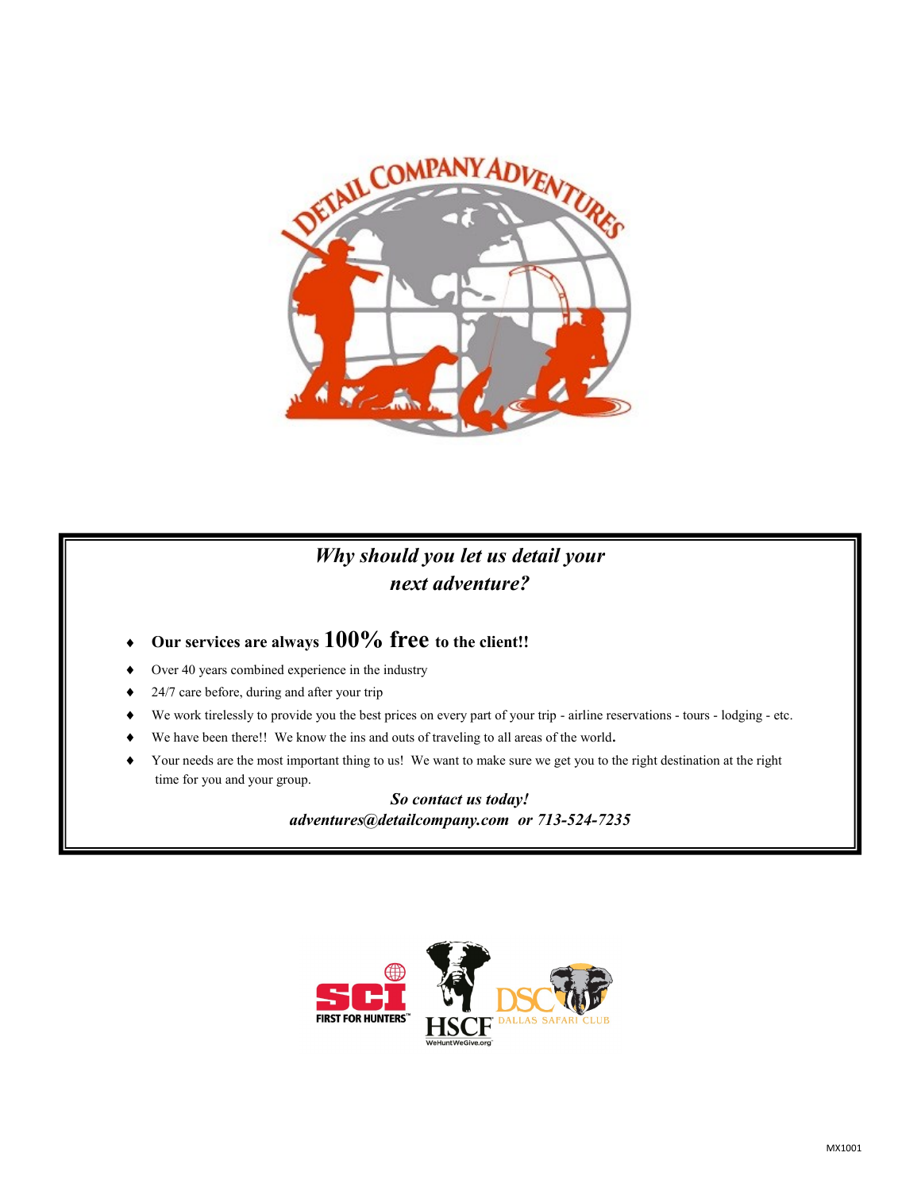*Why should you let us detail your next adventure?*

- **Our services are always 100% free to the client!!**
- Over 40 years combined experience in the industry
- 24/7 care before, during and after your trip
- We work tirelessly to provide you the best prices on every part of your trip - airline reservations - tours - lodging - etc.
- We have been there!! We know the ins and outs of traveling to all areas of the world.
- Your needs are the most important thing to us! We want to make sure we get you to the right destination at the right time for you and your group.

***So contact us today!***
***adventures@detailcompany.com or 713-524-7235***

MX1001